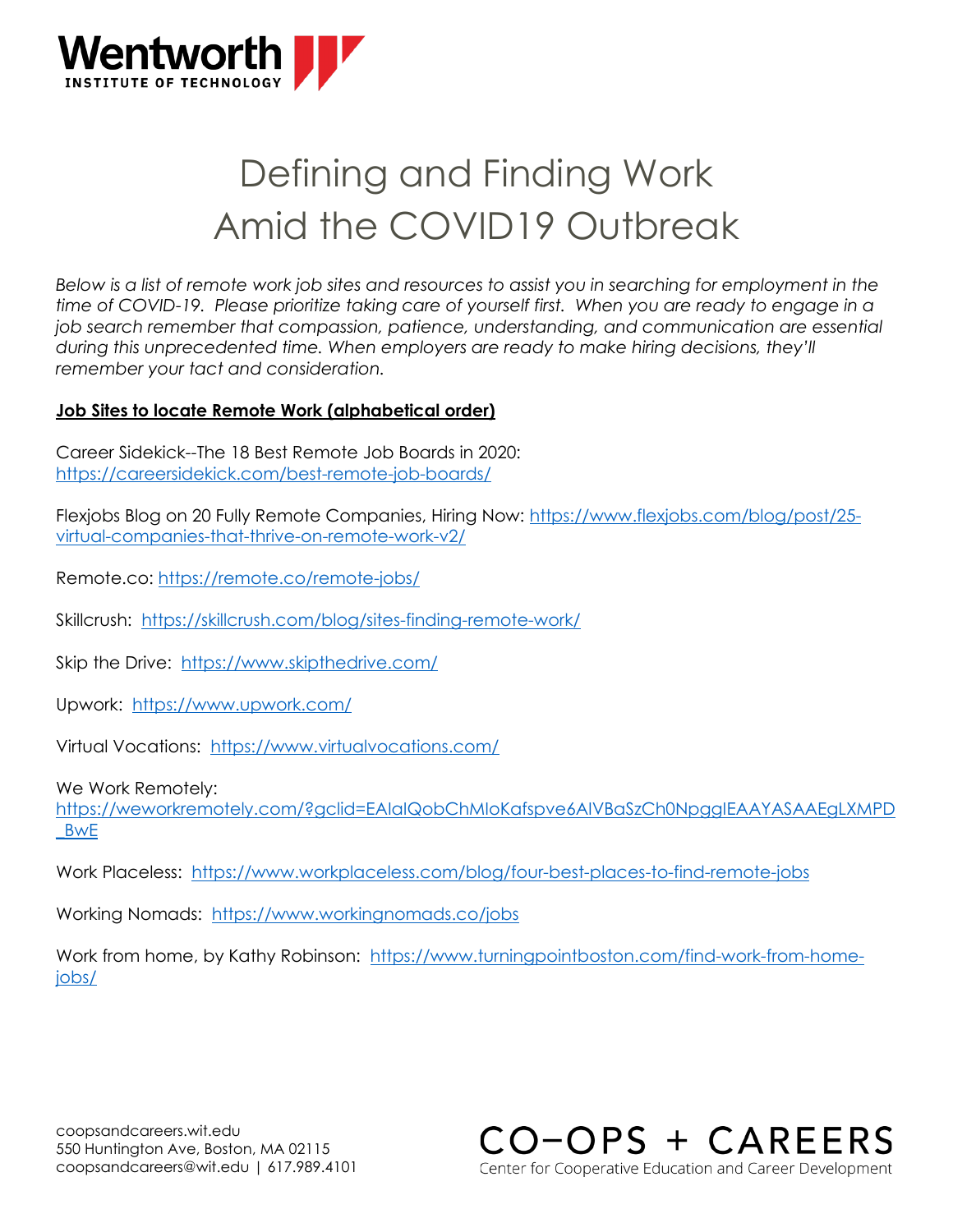# Defining and Finding Work Amid the COVID19 Outbreak

*Below is a list of remote work job sites and resources to assist you in searching for employment in the time of COVID-19. Please prioritize taking care of yourself first. When you are ready to engage in a job search remember that compassion, patience, understanding, and communication are essential during this unprecedented time. When employers are ready to make hiring decisions, they'll remember your tact and consideration.*

**Job Sites to locate Remote Work (alphabetical order)**

Career Sidekick--The 18 Best Remote Job Boards in 2020: https://careersidekick.com/best-remote-job-boards/

Flexjobs Blog on 20 Fully Remote Companies, Hiring Now: https://www.flexjobs.com/blog/post/25-virtual-companies-that-thrive-on-remote-work-v2/

Remote.co: https://remote.co/remote-jobs/

Skillcrush: https://skillcrush.com/blog/sites-finding-remote-work/

Skip the Drive: https://www.skipthedrive.com/

Upwork: https://www.upwork.com/

Virtual Vocations: https://www.virtualvocations.com/

We Work Remotely: https://weworkremotely.com/?gclid=EAIaIQobChMIoKafspve6AIVBaSzCh0NpggIEAAYASAAEgLXMPD_BwE

Work Placeless: https://www.workplaceless.com/blog/four-best-places-to-find-remote-jobs

Working Nomads: https://www.workingnomads.co/jobs

Work from home, by Kathy Robinson: https://www.turningpointboston.com/find-work-from-home-jobs/

coopsandcareers.wit.edu
550 Huntington Ave, Boston, MA 02115
coopsandcareers@wit.edu | 617.989.4101

CO–OPS + CAREERS
Center for Cooperative Education and Career Development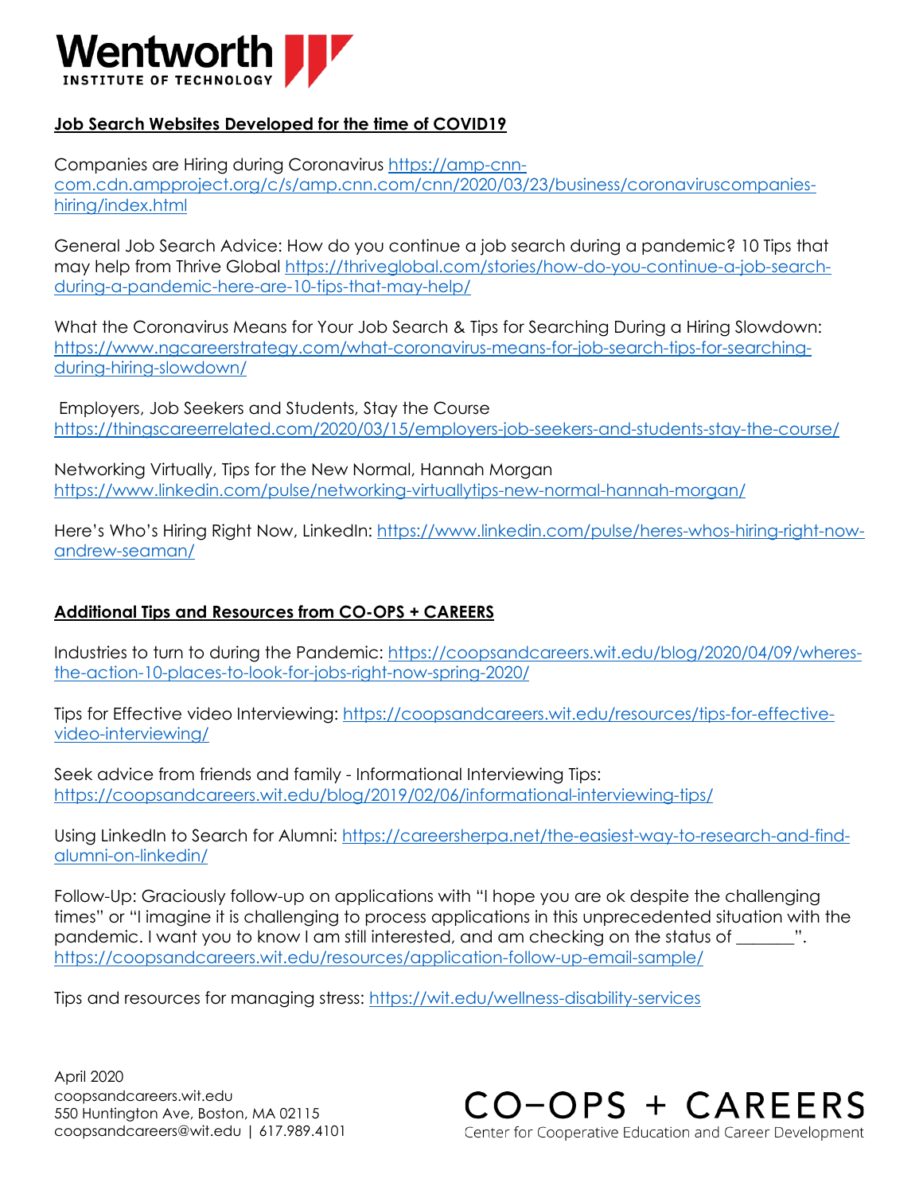**Wentworth INSTITUTE OF TECHNOLOGY**

## Job Search Websites Developed for the time of COVID19

Companies are Hiring during Coronavirus https://amp-cnn-com.cdn.ampproject.org/c/s/amp.cnn.com/cnn/2020/03/23/business/coronaviruscompanies-hiring/index.html

General Job Search Advice: How do you continue a job search during a pandemic? 10 Tips that may help from Thrive Global https://thriveglobal.com/stories/how-do-you-continue-a-job-search-during-a-pandemic-here-are-10-tips-that-may-help/

What the Coronavirus Means for Your Job Search & Tips for Searching During a Hiring Slowdown: https://www.ngcareerstrategy.com/what-coronavirus-means-for-job-search-tips-for-searching-during-hiring-slowdown/

Employers, Job Seekers and Students, Stay the Course https://thingscareerrelated.com/2020/03/15/employers-job-seekers-and-students-stay-the-course/

Networking Virtually, Tips for the New Normal, Hannah Morgan https://www.linkedin.com/pulse/networking-virtuallytips-new-normal-hannah-morgan/

Here's Who's Hiring Right Now, LinkedIn: https://www.linkedin.com/pulse/heres-whos-hiring-right-now-andrew-seaman/

## Additional Tips and Resources from CO-OPS + CAREERS

Industries to turn to during the Pandemic: https://coopsandcareers.wit.edu/blog/2020/04/09/wheres-the-action-10-places-to-look-for-jobs-right-now-spring-2020/

Tips for Effective video Interviewing: https://coopsandcareers.wit.edu/resources/tips-for-effective-video-interviewing/

Seek advice from friends and family - Informational Interviewing Tips: https://coopsandcareers.wit.edu/blog/2019/02/06/informational-interviewing-tips/

Using LinkedIn to Search for Alumni: https://careersherpa.net/the-easiest-way-to-research-and-find-alumni-on-linkedin/

Follow-Up: Graciously follow-up on applications with "I hope you are ok despite the challenging times" or "I imagine it is challenging to process applications in this unprecedented situation with the pandemic. I want you to know I am still interested, and am checking on the status of _______". https://coopsandcareers.wit.edu/resources/application-follow-up-email-sample/

Tips and resources for managing stress: https://wit.edu/wellness-disability-services

April 2020
coopsandcareers.wit.edu
550 Huntington Ave, Boston, MA 02115
coopsandcareers@wit.edu | 617.989.4101

CO–OPS + CAREERS
Center for Cooperative Education and Career Development